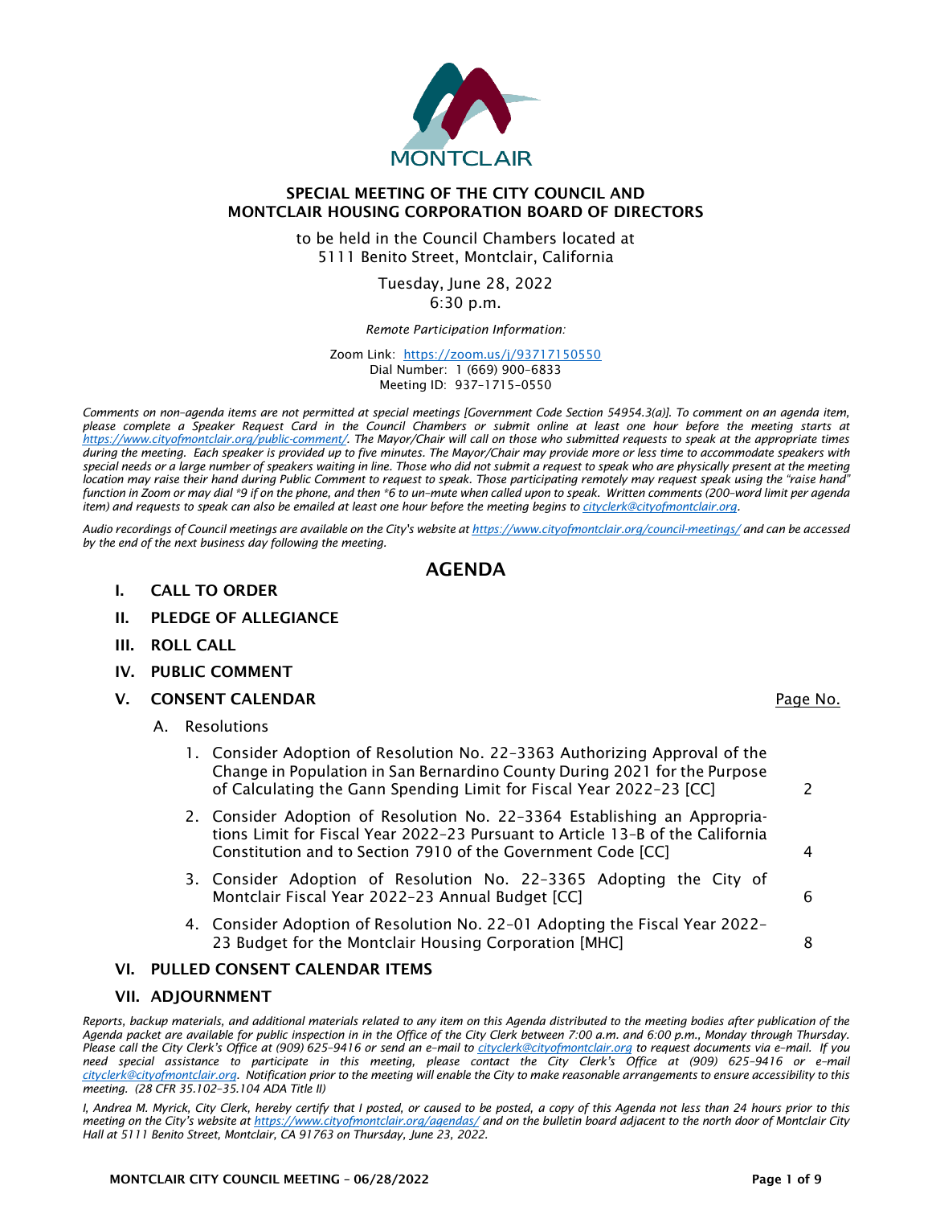MONTCLAIR

## SPECIAL MEETING OF THE CITY COUNCIL AND MONTCLAIR HOUSING CORPORATION BOARD OF DIRECTORS

to be held in the Council Chambers located at
5111 Benito Street, Montclair, California

Tuesday, June 28, 2022
6:30 p.m.

*Remote Participation Information:*

Zoom Link: https://zoom.us/j/93717150550
Dial Number: 1 (669) 900-6833
Meeting ID: 937-1715-0550

*Comments on non-agenda items are not permitted at special meetings [Government Code Section 54954.3(a)]. To comment on an agenda item, please complete a Speaker Request Card in the Council Chambers or submit online at least one hour before the meeting starts at https://www.cityofmontclair.org/public-comment/. The Mayor/Chair will call on those who submitted requests to speak at the appropriate times during the meeting. Each speaker is provided up to five minutes. The Mayor/Chair may provide more or less time to accommodate speakers with special needs or a large number of speakers waiting in line. Those who did not submit a request to speak who are physically present at the meeting location may raise their hand during Public Comment to request to speak. Those participating remotely may request speak using the "raise hand" function in Zoom or may dial *9 if on the phone, and then *6 to un-mute when called upon to speak. Written comments (200-word limit per agenda item) and requests to speak can also be emailed at least one hour before the meeting begins to cityclerk@cityofmontclair.org.*

*Audio recordings of Council meetings are available on the City's website at https://www.cityofmontclair.org/council-meetings/ and can be accessed by the end of the next business day following the meeting.*

# AGENDA

## I. CALL TO ORDER

## II. PLEDGE OF ALLEGIANCE

## III. ROLL CALL

## IV. PUBLIC COMMENT

## V. CONSENT CALENDAR

Page No.

A. Resolutions

1. Consider Adoption of Resolution No. 22-3363 Authorizing Approval of the Change in Population in San Bernardino County During 2021 for the Purpose of Calculating the Gann Spending Limit for Fiscal Year 2022-23 [CC] — 2
2. Consider Adoption of Resolution No. 22-3364 Establishing an Appropriations Limit for Fiscal Year 2022-23 Pursuant to Article 13-B of the California Constitution and to Section 7910 of the Government Code [CC] — 4
3. Consider Adoption of Resolution No. 22-3365 Adopting the City of Montclair Fiscal Year 2022-23 Annual Budget [CC] — 6
4. Consider Adoption of Resolution No. 22-01 Adopting the Fiscal Year 2022-23 Budget for the Montclair Housing Corporation [MHC] — 8

## VI. PULLED CONSENT CALENDAR ITEMS

## VII. ADJOURNMENT

*Reports, backup materials, and additional materials related to any item on this Agenda distributed to the meeting bodies after publication of the Agenda packet are available for public inspection in in the Office of the City Clerk between 7:00 a.m. and 6:00 p.m., Monday through Thursday. Please call the City Clerk's Office at (909) 625-9416 or send an e-mail to cityclerk@cityofmontclair.org to request documents via e-mail. If you need special assistance to participate in this meeting, please contact the City Clerk's Office at (909) 625-9416 or e-mail cityclerk@cityofmontclair.org. Notification prior to the meeting will enable the City to make reasonable arrangements to ensure accessibility to this meeting. (28 CFR 35.102-35.104 ADA Title II)*

*I, Andrea M. Myrick, City Clerk, hereby certify that I posted, or caused to be posted, a copy of this Agenda not less than 24 hours prior to this meeting on the City's website at https://www.cityofmontclair.org/agendas/ and on the bulletin board adjacent to the north door of Montclair City Hall at 5111 Benito Street, Montclair, CA 91763 on Thursday, June 23, 2022.*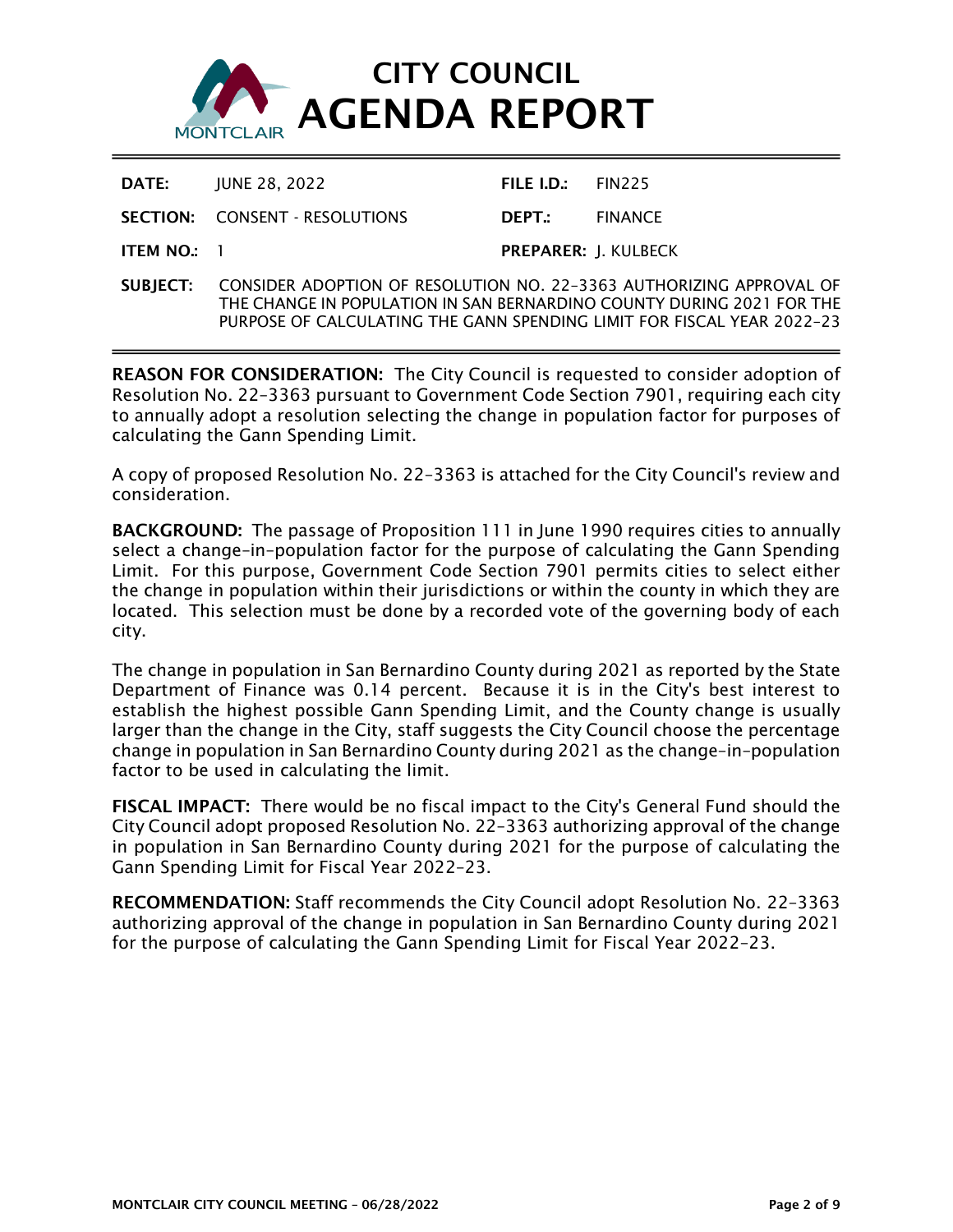# CITY COUNCIL AGENDA REPORT

| | | | |
|---|---|---|---|
| **DATE:** | JUNE 28, 2022 | **FILE I.D.:** | FIN225 |
| **SECTION:** | CONSENT - RESOLUTIONS | **DEPT.:** | FINANCE |
| **ITEM NO.:** | 1 | **PREPARER:** | J. KULBECK |

**SUBJECT:** CONSIDER ADOPTION OF RESOLUTION NO. 22-3363 AUTHORIZING APPROVAL OF THE CHANGE IN POPULATION IN SAN BERNARDINO COUNTY DURING 2021 FOR THE PURPOSE OF CALCULATING THE GANN SPENDING LIMIT FOR FISCAL YEAR 2022-23

---

**REASON FOR CONSIDERATION:** The City Council is requested to consider adoption of Resolution No. 22-3363 pursuant to Government Code Section 7901, requiring each city to annually adopt a resolution selecting the change in population factor for purposes of calculating the Gann Spending Limit.

A copy of proposed Resolution No. 22-3363 is attached for the City Council's review and consideration.

**BACKGROUND:** The passage of Proposition 111 in June 1990 requires cities to annually select a change-in-population factor for the purpose of calculating the Gann Spending Limit. For this purpose, Government Code Section 7901 permits cities to select either the change in population within their jurisdictions or within the county in which they are located. This selection must be done by a recorded vote of the governing body of each city.

The change in population in San Bernardino County during 2021 as reported by the State Department of Finance was 0.14 percent. Because it is in the City's best interest to establish the highest possible Gann Spending Limit, and the County change is usually larger than the change in the City, staff suggests the City Council choose the percentage change in population in San Bernardino County during 2021 as the change-in-population factor to be used in calculating the limit.

**FISCAL IMPACT:** There would be no fiscal impact to the City's General Fund should the City Council adopt proposed Resolution No. 22-3363 authorizing approval of the change in population in San Bernardino County during 2021 for the purpose of calculating the Gann Spending Limit for Fiscal Year 2022-23.

**RECOMMENDATION:** Staff recommends the City Council adopt Resolution No. 22-3363 authorizing approval of the change in population in San Bernardino County during 2021 for the purpose of calculating the Gann Spending Limit for Fiscal Year 2022-23.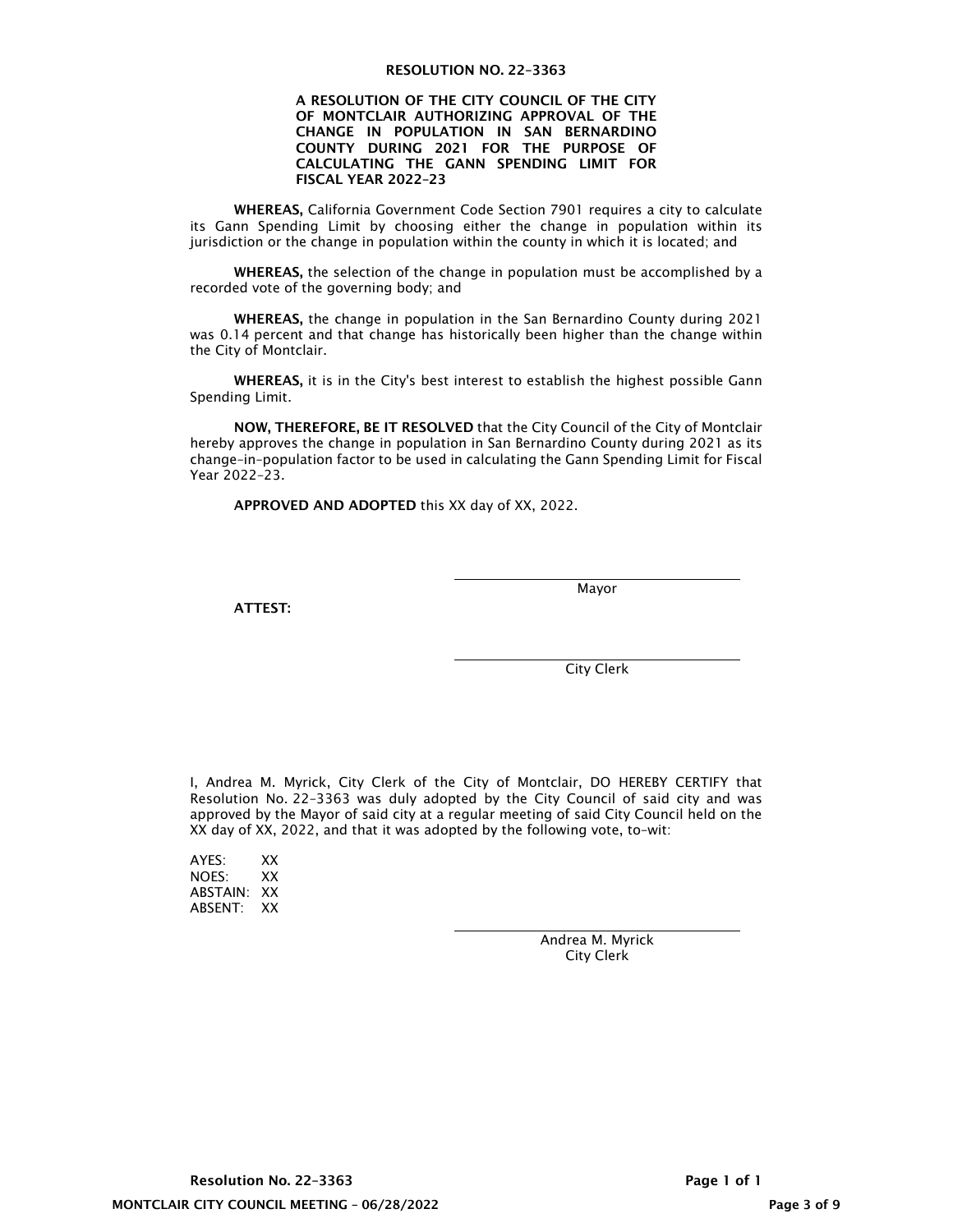# RESOLUTION NO. 22-3363

**A RESOLUTION OF THE CITY COUNCIL OF THE CITY OF MONTCLAIR AUTHORIZING APPROVAL OF THE CHANGE IN POPULATION IN SAN BERNARDINO COUNTY DURING 2021 FOR THE PURPOSE OF CALCULATING THE GANN SPENDING LIMIT FOR FISCAL YEAR 2022-23**

**WHEREAS,** California Government Code Section 7901 requires a city to calculate its Gann Spending Limit by choosing either the change in population within its jurisdiction or the change in population within the county in which it is located; and

**WHEREAS,** the selection of the change in population must be accomplished by a recorded vote of the governing body; and

**WHEREAS,** the change in population in the San Bernardino County during 2021 was 0.14 percent and that change has historically been higher than the change within the City of Montclair.

**WHEREAS,** it is in the City's best interest to establish the highest possible Gann Spending Limit.

**NOW, THEREFORE, BE IT RESOLVED** that the City Council of the City of Montclair hereby approves the change in population in San Bernardino County during 2021 as its change-in-population factor to be used in calculating the Gann Spending Limit for Fiscal Year 2022-23.

**APPROVED AND ADOPTED** this XX day of XX, 2022.

\_\_\_\_\_\_\_\_\_\_\_\_\_\_\_\_\_\_\_\_\_\_\_\_\_\_\_\_\_\_
Mayor

**ATTEST:**

\_\_\_\_\_\_\_\_\_\_\_\_\_\_\_\_\_\_\_\_\_\_\_\_\_\_\_\_\_\_
City Clerk

I, Andrea M. Myrick, City Clerk of the City of Montclair, DO HEREBY CERTIFY that Resolution No. 22-3363 was duly adopted by the City Council of said city and was approved by the Mayor of said city at a regular meeting of said City Council held on the XX day of XX, 2022, and that it was adopted by the following vote, to-wit:

AYES: XX
NOES: XX
ABSTAIN: XX
ABSENT: XX

\_\_\_\_\_\_\_\_\_\_\_\_\_\_\_\_\_\_\_\_\_\_\_\_\_\_\_\_\_\_
Andrea M. Myrick
City Clerk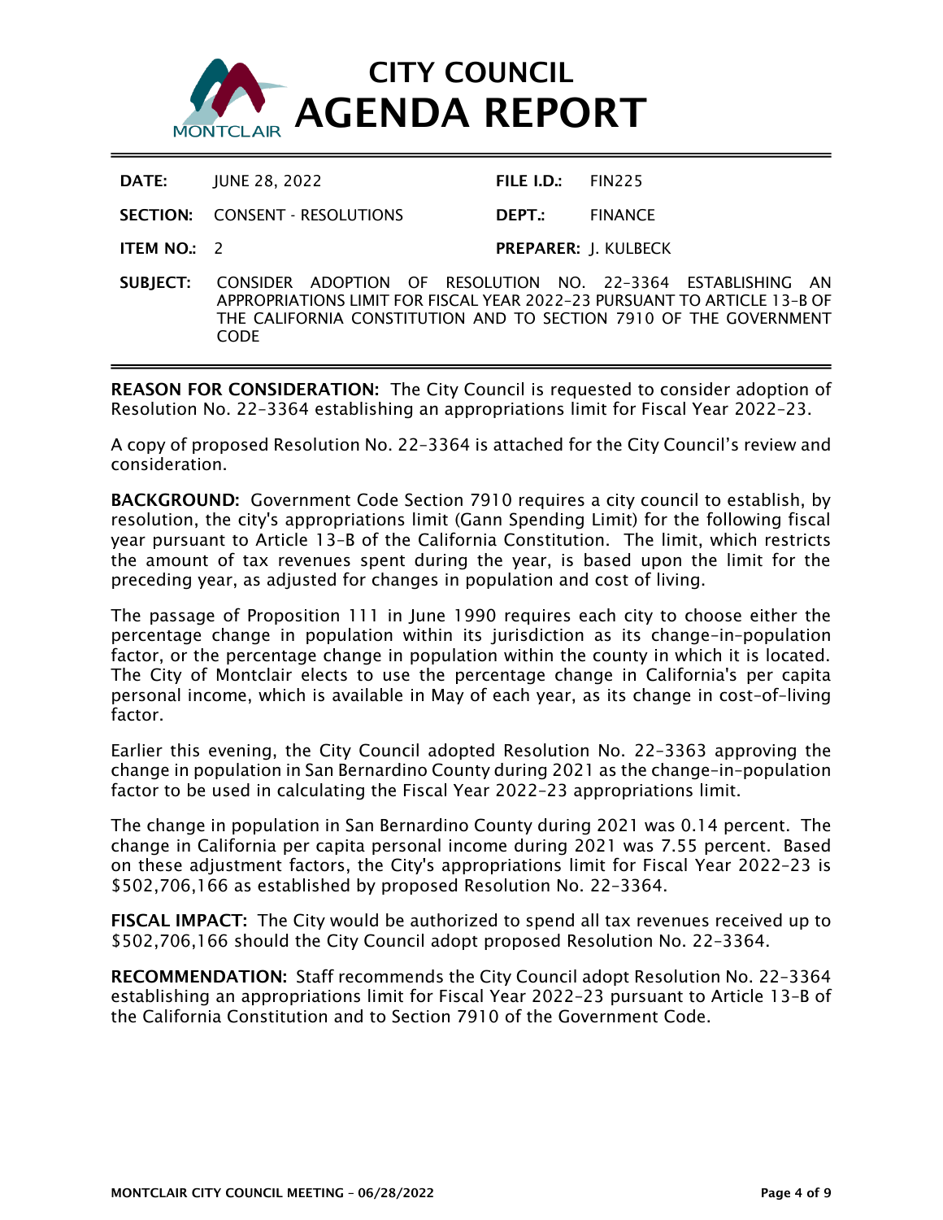# CITY COUNCIL AGENDA REPORT

MONTCLAIR

| | | | |
|---|---|---|---|
| **DATE:** | JUNE 28, 2022 | **FILE I.D.:** | FIN225 |
| **SECTION:** | CONSENT - RESOLUTIONS | **DEPT.:** | FINANCE |
| **ITEM NO.:** | 2 | **PREPARER:** | J. KULBECK |

**SUBJECT:** CONSIDER ADOPTION OF RESOLUTION NO. 22-3364 ESTABLISHING AN APPROPRIATIONS LIMIT FOR FISCAL YEAR 2022-23 PURSUANT TO ARTICLE 13-B OF THE CALIFORNIA CONSTITUTION AND TO SECTION 7910 OF THE GOVERNMENT CODE

**REASON FOR CONSIDERATION:** The City Council is requested to consider adoption of Resolution No. 22-3364 establishing an appropriations limit for Fiscal Year 2022-23.

A copy of proposed Resolution No. 22-3364 is attached for the City Council's review and consideration.

**BACKGROUND:** Government Code Section 7910 requires a city council to establish, by resolution, the city's appropriations limit (Gann Spending Limit) for the following fiscal year pursuant to Article 13-B of the California Constitution. The limit, which restricts the amount of tax revenues spent during the year, is based upon the limit for the preceding year, as adjusted for changes in population and cost of living.

The passage of Proposition 111 in June 1990 requires each city to choose either the percentage change in population within its jurisdiction as its change-in-population factor, or the percentage change in population within the county in which it is located. The City of Montclair elects to use the percentage change in California's per capita personal income, which is available in May of each year, as its change in cost-of-living factor.

Earlier this evening, the City Council adopted Resolution No. 22-3363 approving the change in population in San Bernardino County during 2021 as the change-in-population factor to be used in calculating the Fiscal Year 2022-23 appropriations limit.

The change in population in San Bernardino County during 2021 was 0.14 percent. The change in California per capita personal income during 2021 was 7.55 percent. Based on these adjustment factors, the City's appropriations limit for Fiscal Year 2022-23 is $502,706,166 as established by proposed Resolution No. 22-3364.

**FISCAL IMPACT:** The City would be authorized to spend all tax revenues received up to $502,706,166 should the City Council adopt proposed Resolution No. 22-3364.

**RECOMMENDATION:** Staff recommends the City Council adopt Resolution No. 22-3364 establishing an appropriations limit for Fiscal Year 2022-23 pursuant to Article 13-B of the California Constitution and to Section 7910 of the Government Code.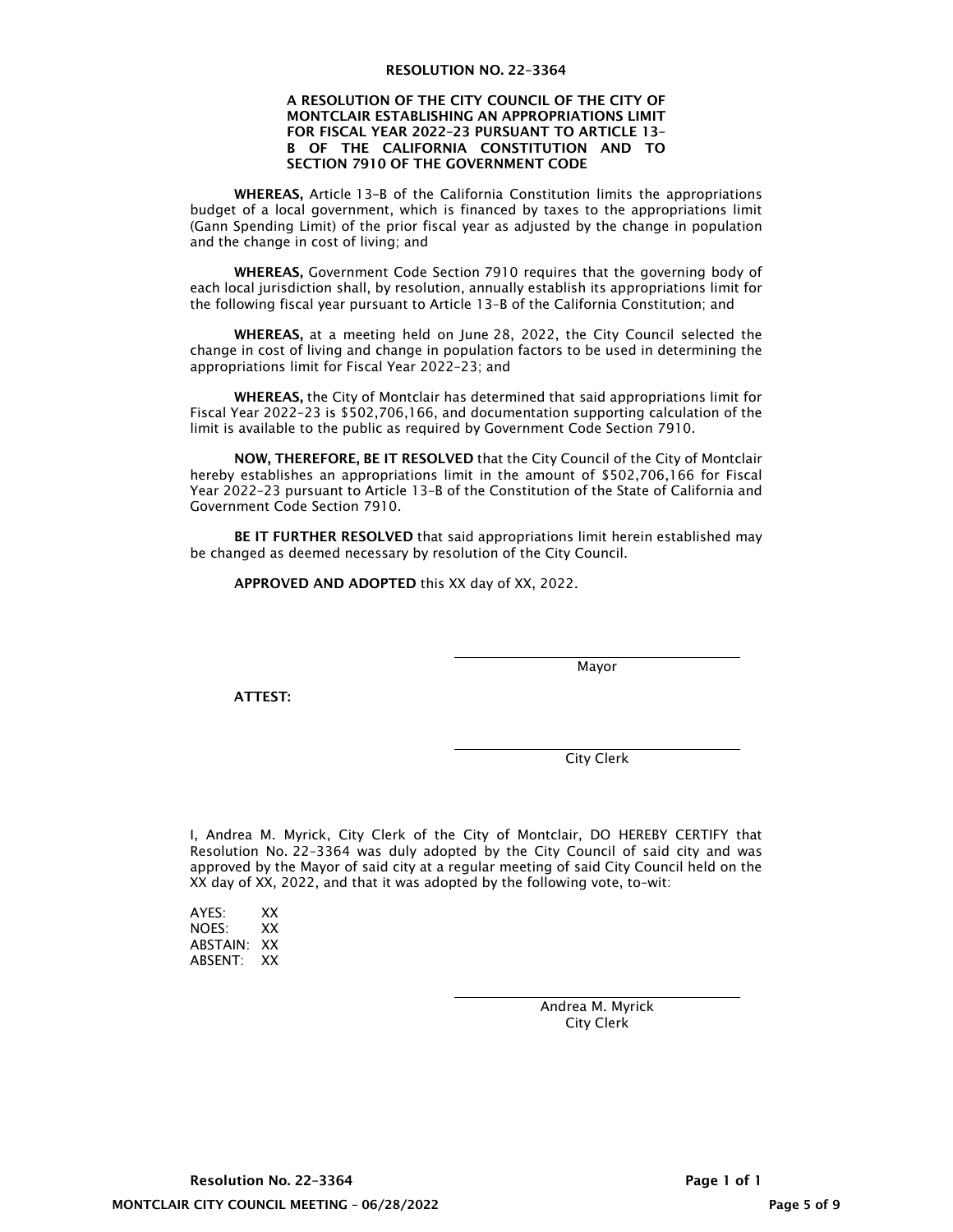# RESOLUTION NO. 22-3364

**A RESOLUTION OF THE CITY COUNCIL OF THE CITY OF MONTCLAIR ESTABLISHING AN APPROPRIATIONS LIMIT FOR FISCAL YEAR 2022-23 PURSUANT TO ARTICLE 13-B OF THE CALIFORNIA CONSTITUTION AND TO SECTION 7910 OF THE GOVERNMENT CODE**

**WHEREAS,** Article 13-B of the California Constitution limits the appropriations budget of a local government, which is financed by taxes to the appropriations limit (Gann Spending Limit) of the prior fiscal year as adjusted by the change in population and the change in cost of living; and

**WHEREAS,** Government Code Section 7910 requires that the governing body of each local jurisdiction shall, by resolution, annually establish its appropriations limit for the following fiscal year pursuant to Article 13-B of the California Constitution; and

**WHEREAS,** at a meeting held on June 28, 2022, the City Council selected the change in cost of living and change in population factors to be used in determining the appropriations limit for Fiscal Year 2022-23; and

**WHEREAS,** the City of Montclair has determined that said appropriations limit for Fiscal Year 2022-23 is $502,706,166, and documentation supporting calculation of the limit is available to the public as required by Government Code Section 7910.

**NOW, THEREFORE, BE IT RESOLVED** that the City Council of the City of Montclair hereby establishes an appropriations limit in the amount of $502,706,166 for Fiscal Year 2022-23 pursuant to Article 13-B of the Constitution of the State of California and Government Code Section 7910.

**BE IT FURTHER RESOLVED** that said appropriations limit herein established may be changed as deemed necessary by resolution of the City Council.

**APPROVED AND ADOPTED** this XX day of XX, 2022.

Mayor

**ATTEST:**

City Clerk

I, Andrea M. Myrick, City Clerk of the City of Montclair, DO HEREBY CERTIFY that Resolution No. 22-3364 was duly adopted by the City Council of said city and was approved by the Mayor of said city at a regular meeting of said City Council held on the XX day of XX, 2022, and that it was adopted by the following vote, to-wit:

AYES: XX
NOES: XX
ABSTAIN: XX
ABSENT: XX

Andrea M. Myrick
City Clerk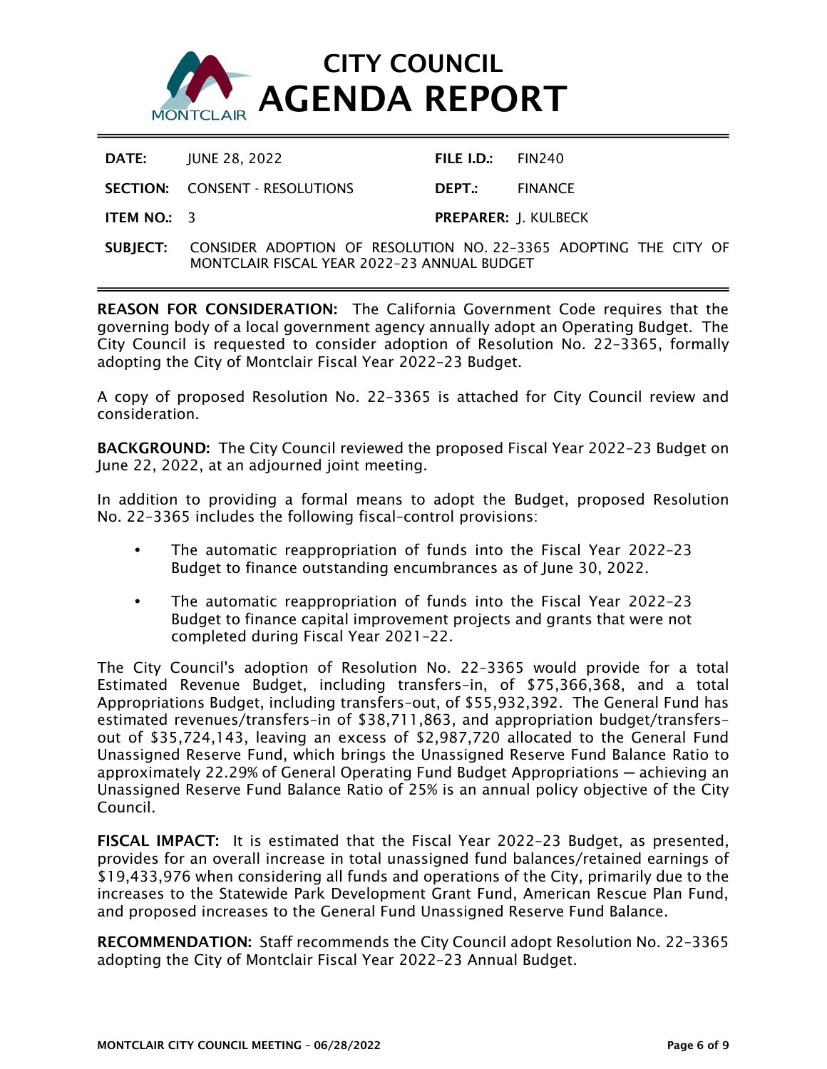# CITY COUNCIL AGENDA REPORT

MONTCLAIR

| | | | |
|---|---|---|---|
| **DATE:** | JUNE 28, 2022 | **FILE I.D.:** | FIN240 |
| **SECTION:** | CONSENT - RESOLUTIONS | **DEPT.:** | FINANCE |
| **ITEM NO.:** | 3 | **PREPARER:** | J. KULBECK |

**SUBJECT:** CONSIDER ADOPTION OF RESOLUTION NO. 22-3365 ADOPTING THE CITY OF MONTCLAIR FISCAL YEAR 2022-23 ANNUAL BUDGET

---

**REASON FOR CONSIDERATION:** The California Government Code requires that the governing body of a local government agency annually adopt an Operating Budget. The City Council is requested to consider adoption of Resolution No. 22-3365, formally adopting the City of Montclair Fiscal Year 2022-23 Budget.

A copy of proposed Resolution No. 22-3365 is attached for City Council review and consideration.

**BACKGROUND:** The City Council reviewed the proposed Fiscal Year 2022-23 Budget on June 22, 2022, at an adjourned joint meeting.

In addition to providing a formal means to adopt the Budget, proposed Resolution No. 22-3365 includes the following fiscal-control provisions:

- The automatic reappropriation of funds into the Fiscal Year 2022-23 Budget to finance outstanding encumbrances as of June 30, 2022.
- The automatic reappropriation of funds into the Fiscal Year 2022-23 Budget to finance capital improvement projects and grants that were not completed during Fiscal Year 2021-22.

The City Council's adoption of Resolution No. 22-3365 would provide for a total Estimated Revenue Budget, including transfers-in, of $75,366,368, and a total Appropriations Budget, including transfers-out, of $55,932,392. The General Fund has estimated revenues/transfers-in of $38,711,863, and appropriation budget/transfers-out of $35,724,143, leaving an excess of $2,987,720 allocated to the General Fund Unassigned Reserve Fund, which brings the Unassigned Reserve Fund Balance Ratio to approximately 22.29% of General Operating Fund Budget Appropriations — achieving an Unassigned Reserve Fund Balance Ratio of 25% is an annual policy objective of the City Council.

**FISCAL IMPACT:** It is estimated that the Fiscal Year 2022-23 Budget, as presented, provides for an overall increase in total unassigned fund balances/retained earnings of $19,433,976 when considering all funds and operations of the City, primarily due to the increases to the Statewide Park Development Grant Fund, American Rescue Plan Fund, and proposed increases to the General Fund Unassigned Reserve Fund Balance.

**RECOMMENDATION:** Staff recommends the City Council adopt Resolution No. 22-3365 adopting the City of Montclair Fiscal Year 2022-23 Annual Budget.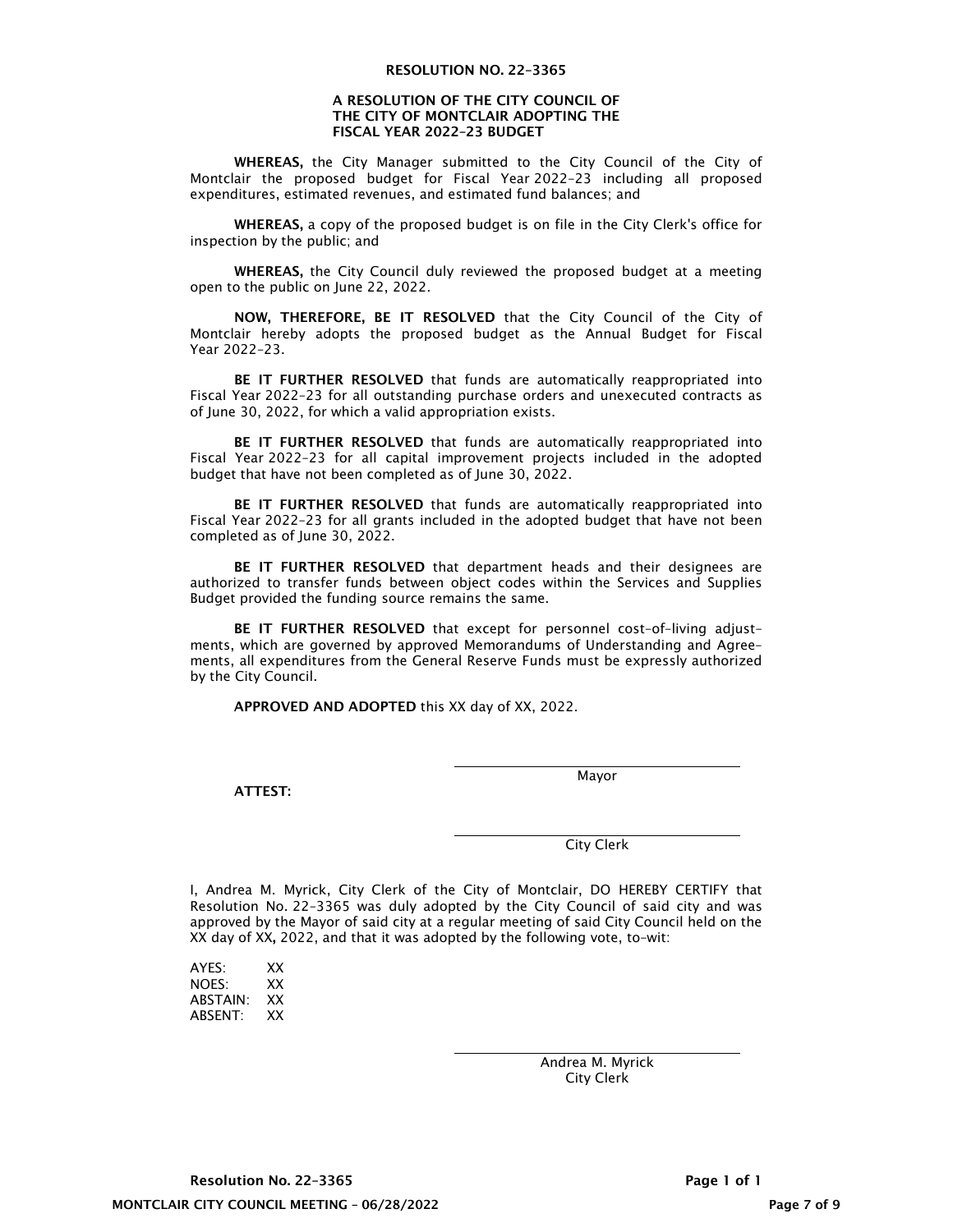**RESOLUTION NO. 22-3365**

**A RESOLUTION OF THE CITY COUNCIL OF THE CITY OF MONTCLAIR ADOPTING THE FISCAL YEAR 2022-23 BUDGET**

**WHEREAS,** the City Manager submitted to the City Council of the City of Montclair the proposed budget for Fiscal Year 2022-23 including all proposed expenditures, estimated revenues, and estimated fund balances; and

**WHEREAS,** a copy of the proposed budget is on file in the City Clerk's office for inspection by the public; and

**WHEREAS,** the City Council duly reviewed the proposed budget at a meeting open to the public on June 22, 2022.

**NOW, THEREFORE, BE IT RESOLVED** that the City Council of the City of Montclair hereby adopts the proposed budget as the Annual Budget for Fiscal Year 2022-23.

**BE IT FURTHER RESOLVED** that funds are automatically reappropriated into Fiscal Year 2022-23 for all outstanding purchase orders and unexecuted contracts as of June 30, 2022, for which a valid appropriation exists.

**BE IT FURTHER RESOLVED** that funds are automatically reappropriated into Fiscal Year 2022-23 for all capital improvement projects included in the adopted budget that have not been completed as of June 30, 2022.

**BE IT FURTHER RESOLVED** that funds are automatically reappropriated into Fiscal Year 2022-23 for all grants included in the adopted budget that have not been completed as of June 30, 2022.

**BE IT FURTHER RESOLVED** that department heads and their designees are authorized to transfer funds between object codes within the Services and Supplies Budget provided the funding source remains the same.

**BE IT FURTHER RESOLVED** that except for personnel cost-of-living adjustments, which are governed by approved Memorandums of Understanding and Agreements, all expenditures from the General Reserve Funds must be expressly authorized by the City Council.

**APPROVED AND ADOPTED** this XX day of XX, 2022.

\_\_\_\_\_\_\_\_\_\_\_\_\_\_\_\_\_\_\_\_\_\_\_\_\_\_\_\_\_\_
Mayor

**ATTEST:**

\_\_\_\_\_\_\_\_\_\_\_\_\_\_\_\_\_\_\_\_\_\_\_\_\_\_\_\_\_\_
City Clerk

I, Andrea M. Myrick, City Clerk of the City of Montclair, DO HEREBY CERTIFY that Resolution No. 22-3365 was duly adopted by the City Council of said city and was approved by the Mayor of said city at a regular meeting of said City Council held on the XX day of XX**,** 2022, and that it was adopted by the following vote, to-wit:

AYES: XX
NOES: XX
ABSTAIN: XX
ABSENT: XX

\_\_\_\_\_\_\_\_\_\_\_\_\_\_\_\_\_\_\_\_\_\_\_\_\_\_\_\_\_\_
Andrea M. Myrick
City Clerk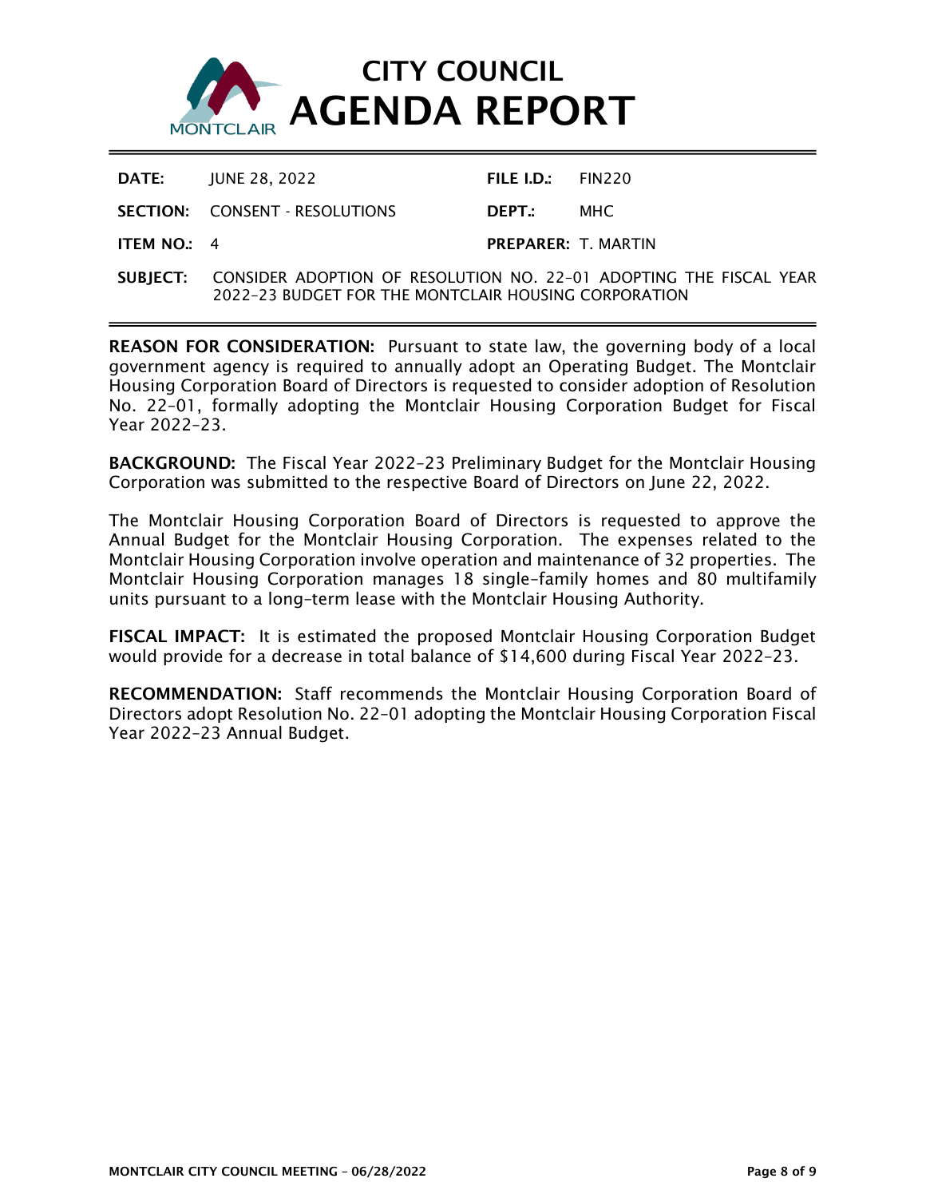# CITY COUNCIL AGENDA REPORT

| | | | |
|---|---|---|---|
| **DATE:** | JUNE 28, 2022 | **FILE I.D.:** | FIN220 |
| **SECTION:** | CONSENT - RESOLUTIONS | **DEPT.:** | MHC |
| **ITEM NO.:** | 4 | **PREPARER:** | T. MARTIN |

**SUBJECT:** CONSIDER ADOPTION OF RESOLUTION NO. 22-01 ADOPTING THE FISCAL YEAR 2022-23 BUDGET FOR THE MONTCLAIR HOUSING CORPORATION

**REASON FOR CONSIDERATION:** Pursuant to state law, the governing body of a local government agency is required to annually adopt an Operating Budget. The Montclair Housing Corporation Board of Directors is requested to consider adoption of Resolution No. 22-01, formally adopting the Montclair Housing Corporation Budget for Fiscal Year 2022-23.

**BACKGROUND:** The Fiscal Year 2022-23 Preliminary Budget for the Montclair Housing Corporation was submitted to the respective Board of Directors on June 22, 2022.

The Montclair Housing Corporation Board of Directors is requested to approve the Annual Budget for the Montclair Housing Corporation. The expenses related to the Montclair Housing Corporation involve operation and maintenance of 32 properties. The Montclair Housing Corporation manages 18 single-family homes and 80 multifamily units pursuant to a long-term lease with the Montclair Housing Authority.

**FISCAL IMPACT:** It is estimated the proposed Montclair Housing Corporation Budget would provide for a decrease in total balance of $14,600 during Fiscal Year 2022-23.

**RECOMMENDATION:** Staff recommends the Montclair Housing Corporation Board of Directors adopt Resolution No. 22-01 adopting the Montclair Housing Corporation Fiscal Year 2022-23 Annual Budget.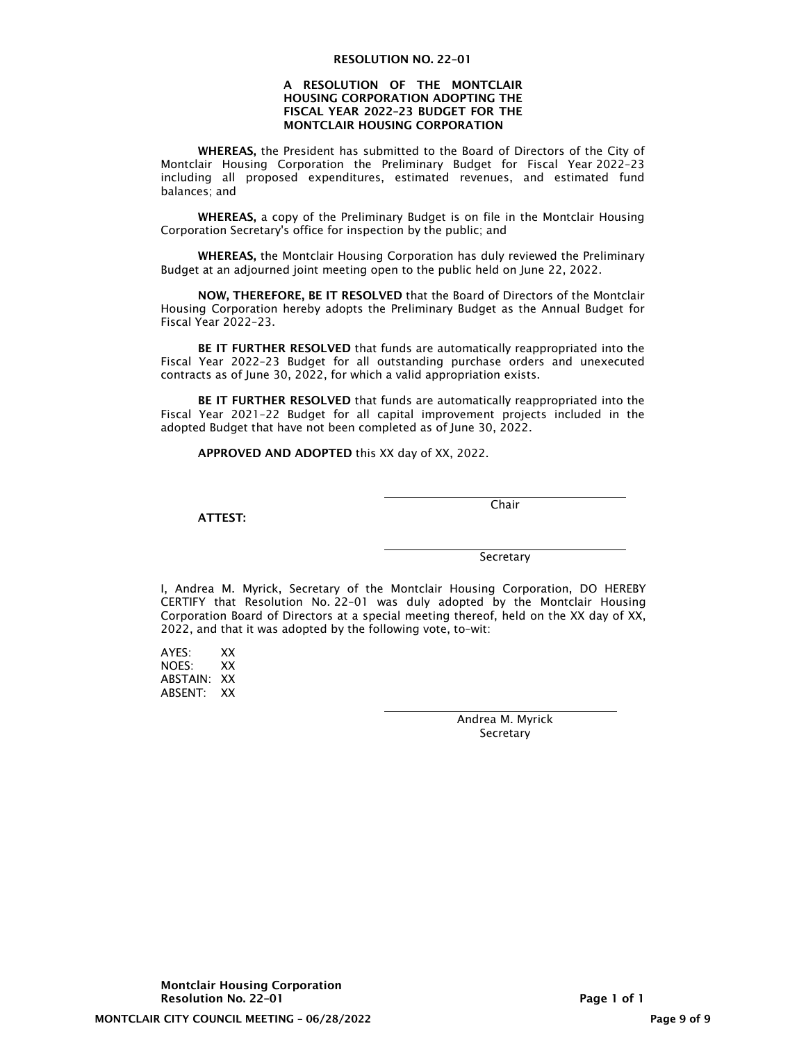# RESOLUTION NO. 22-01

## A RESOLUTION OF THE MONTCLAIR HOUSING CORPORATION ADOPTING THE FISCAL YEAR 2022-23 BUDGET FOR THE MONTCLAIR HOUSING CORPORATION

**WHEREAS,** the President has submitted to the Board of Directors of the City of Montclair Housing Corporation the Preliminary Budget for Fiscal Year 2022-23 including all proposed expenditures, estimated revenues, and estimated fund balances; and

**WHEREAS,** a copy of the Preliminary Budget is on file in the Montclair Housing Corporation Secretary's office for inspection by the public; and

**WHEREAS,** the Montclair Housing Corporation has duly reviewed the Preliminary Budget at an adjourned joint meeting open to the public held on June 22, 2022.

**NOW, THEREFORE, BE IT RESOLVED** that the Board of Directors of the Montclair Housing Corporation hereby adopts the Preliminary Budget as the Annual Budget for Fiscal Year 2022-23.

**BE IT FURTHER RESOLVED** that funds are automatically reappropriated into the Fiscal Year 2022-23 Budget for all outstanding purchase orders and unexecuted contracts as of June 30, 2022, for which a valid appropriation exists.

**BE IT FURTHER RESOLVED** that funds are automatically reappropriated into the Fiscal Year 2021-22 Budget for all capital improvement projects included in the adopted Budget that have not been completed as of June 30, 2022.

**APPROVED AND ADOPTED** this XX day of XX, 2022.

Chair

**ATTEST:**

Secretary

I, Andrea M. Myrick, Secretary of the Montclair Housing Corporation, DO HEREBY CERTIFY that Resolution No. 22-01 was duly adopted by the Montclair Housing Corporation Board of Directors at a special meeting thereof, held on the XX day of XX, 2022, and that it was adopted by the following vote, to-wit:

AYES: XX
NOES: XX
ABSTAIN: XX
ABSENT: XX

Andrea M. Myrick
Secretary